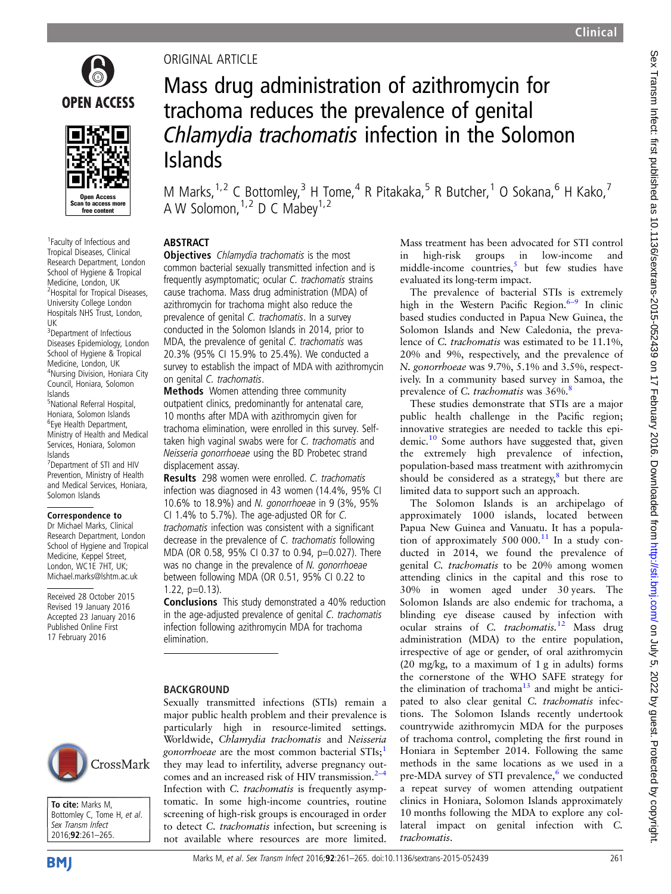ORIGINAL ARTICLE

# Mass drug administration of azithromycin for trachoma reduces the prevalence of genital *Chlamydia trachomatis* infection in the Solomon Islands

M Marks,[1,2] C Bottomley,[3] H Tome,[4] R Pitakaka,[5] R Butcher,[1] O Sokana,[6] H Kako,[7] A W Solomon,[1,2] D C Mabey[1,2]

[1]Faculty of Infectious and Tropical Diseases, Clinical Research Department, London School of Hygiene & Tropical Medicine, London, UK
[2]Hospital for Tropical Diseases, University College London Hospitals NHS Trust, London, UK
[3]Department of Infectious Diseases Epidemiology, London School of Hygiene & Tropical Medicine, London, UK
[4]Nursing Division, Honiara City Council, Honiara, Solomon Islands
[5]National Referral Hospital, Honiara, Solomon Islands
[6]Eye Health Department, Ministry of Health and Medical Services, Honiara, Solomon Islands
[7]Department of STI and HIV Prevention, Ministry of Health and Medical Services, Honiara, Solomon Islands

**Correspondence to**
Dr Michael Marks, Clinical Research Department, London School of Hygiene and Tropical Medicine, Keppel Street, London, WC1E 7HT, UK; Michael.marks@lshtm.ac.uk

Received 28 October 2015
Revised 19 January 2016
Accepted 23 January 2016
Published Online First 17 February 2016

**To cite:** Marks M, Bottomley C, Tome H, *et al*. *Sex Transm Infect* 2016;**92**:261–265.

## ABSTRACT

**Objectives** *Chlamydia trachomatis* is the most common bacterial sexually transmitted infection and is frequently asymptomatic; ocular *C. trachomatis* strains cause trachoma. Mass drug administration (MDA) of azithromycin for trachoma might also reduce the prevalence of genital *C. trachomatis*. In a survey conducted in the Solomon Islands in 2014, prior to MDA, the prevalence of genital *C. trachomatis* was 20.3% (95% CI 15.9% to 25.4%). We conducted a survey to establish the impact of MDA with azithromycin on genital *C. trachomatis*.

**Methods** Women attending three community outpatient clinics, predominantly for antenatal care, 10 months after MDA with azithromycin given for trachoma elimination, were enrolled in this survey. Self-taken high vaginal swabs were for *C. trachomatis* and *Neisseria gonorrhoeae* using the BD Probetec strand displacement assay.

**Results** 298 women were enrolled. *C. trachomatis* infection was diagnosed in 43 women (14.4%, 95% CI 10.6% to 18.9%) and *N. gonorrhoeae* in 9 (3%, 95% CI 1.4% to 5.7%). The age-adjusted OR for *C. trachomatis* infection was consistent with a significant decrease in the prevalence of *C. trachomatis* following MDA (OR 0.58, 95% CI 0.37 to 0.94, p=0.027). There was no change in the prevalence of *N. gonorrhoeae* between following MDA (OR 0.51, 95% CI 0.22 to 1.22, p=0.13).

**Conclusions** This study demonstrated a 40% reduction in the age-adjusted prevalence of genital *C. trachomatis* infection following azithromycin MDA for trachoma elimination.

## BACKGROUND

Sexually transmitted infections (STIs) remain a major public health problem and their prevalence is particularly high in resource-limited settings. Worldwide, *Chlamydia trachomatis* and *Neisseria gonorrhoeae* are the most common bacterial STIs;[1] they may lead to infertility, adverse pregnancy outcomes and an increased risk of HIV transmission.[2–4] Infection with *C. trachomatis* is frequently asymptomatic. In some high-income countries, routine screening of high-risk groups is encouraged in order to detect *C. trachomatis* infection, but screening is not available where resources are more limited. Mass treatment has been advocated for STI control in high-risk groups in low-income and middle-income countries,[5] but few studies have evaluated its long-term impact.

The prevalence of bacterial STIs is extremely high in the Western Pacific Region.[6–9] In clinic based studies conducted in Papua New Guinea, the Solomon Islands and New Caledonia, the prevalence of *C. trachomatis* was estimated to be 11.1%, 20% and 9%, respectively, and the prevalence of *N. gonorrhoeae* was 9.7%, 5.1% and 3.5%, respectively. In a community based survey in Samoa, the prevalence of *C. trachomatis* was 36%.[8]

These studies demonstrate that STIs are a major public health challenge in the Pacific region; innovative strategies are needed to tackle this epidemic.[10] Some authors have suggested that, given the extremely high prevalence of infection, population-based mass treatment with azithromycin should be considered as a strategy,[8] but there are limited data to support such an approach.

The Solomon Islands is an archipelago of approximately 1000 islands, located between Papua New Guinea and Vanuatu. It has a population of approximately 500 000.[11] In a study conducted in 2014, we found the prevalence of genital *C. trachomatis* to be 20% among women attending clinics in the capital and this rose to 30% in women aged under 30 years. The Solomon Islands are also endemic for trachoma, a blinding eye disease caused by infection with ocular strains of *C. trachomatis*.[12] Mass drug administration (MDA) to the entire population, irrespective of age or gender, of oral azithromycin (20 mg/kg, to a maximum of 1 g in adults) forms the cornerstone of the WHO SAFE strategy for the elimination of trachoma[13] and might be anticipated to also clear genital *C. trachomatis* infections. The Solomon Islands recently undertook countrywide azithromycin MDA for the purposes of trachoma control, completing the first round in Honiara in September 2014. Following the same methods in the same locations as we used in a pre-MDA survey of STI prevalence,[6] we conducted a repeat survey of women attending outpatient clinics in Honiara, Solomon Islands approximately 10 months following the MDA to explore any collateral impact on genital infection with *C. trachomatis*.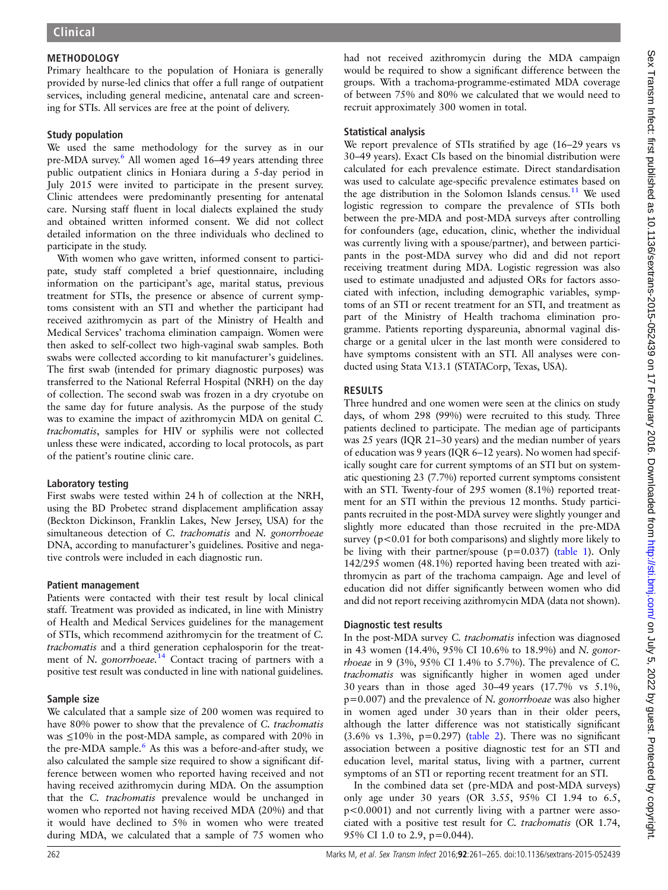## METHODOLOGY

Primary healthcare to the population of Honiara is generally provided by nurse-led clinics that offer a full range of outpatient services, including general medicine, antenatal care and screening for STIs. All services are free at the point of delivery.

### Study population

We used the same methodology for the survey as in our pre-MDA survey.[6] All women aged 16–49 years attending three public outpatient clinics in Honiara during a 5-day period in July 2015 were invited to participate in the present survey. Clinic attendees were predominantly presenting for antenatal care. Nursing staff fluent in local dialects explained the study and obtained written informed consent. We did not collect detailed information on the three individuals who declined to participate in the study.

With women who gave written, informed consent to participate, study staff completed a brief questionnaire, including information on the participant's age, marital status, previous treatment for STIs, the presence or absence of current symptoms consistent with an STI and whether the participant had received azithromycin as part of the Ministry of Health and Medical Services' trachoma elimination campaign. Women were then asked to self-collect two high-vaginal swab samples. Both swabs were collected according to kit manufacturer's guidelines. The first swab (intended for primary diagnostic purposes) was transferred to the National Referral Hospital (NRH) on the day of collection. The second swab was frozen in a dry cryotube on the same day for future analysis. As the purpose of the study was to examine the impact of azithromycin MDA on genital *C. trachomatis*, samples for HIV or syphilis were not collected unless these were indicated, according to local protocols, as part of the patient's routine clinic care.

### Laboratory testing

First swabs were tested within 24 h of collection at the NRH, using the BD Probetec strand displacement amplification assay (Beckton Dickinson, Franklin Lakes, New Jersey, USA) for the simultaneous detection of *C. trachomatis* and *N. gonorrhoeae* DNA, according to manufacturer's guidelines. Positive and negative controls were included in each diagnostic run.

### Patient management

Patients were contacted with their test result by local clinical staff. Treatment was provided as indicated, in line with Ministry of Health and Medical Services guidelines for the management of STIs, which recommend azithromycin for the treatment of *C. trachomatis* and a third generation cephalosporin for the treatment of *N. gonorrhoeae*.[14] Contact tracing of partners with a positive test result was conducted in line with national guidelines.

### Sample size

We calculated that a sample size of 200 women was required to have 80% power to show that the prevalence of *C. trachomatis* was ≤10% in the post-MDA sample, as compared with 20% in the pre-MDA sample.[6] As this was a before-and-after study, we also calculated the sample size required to show a significant difference between women who reported having received and not having received azithromycin during MDA. On the assumption that the *C. trachomatis* prevalence would be unchanged in women who reported not having received MDA (20%) and that it would have declined to 5% in women who were treated during MDA, we calculated that a sample of 75 women who had not received azithromycin during the MDA campaign would be required to show a significant difference between the groups. With a trachoma-programme-estimated MDA coverage of between 75% and 80% we calculated that we would need to recruit approximately 300 women in total.

### Statistical analysis

We report prevalence of STIs stratified by age (16–29 years vs 30–49 years). Exact CIs based on the binomial distribution were calculated for each prevalence estimate. Direct standardisation was used to calculate age-specific prevalence estimates based on the age distribution in the Solomon Islands census.[11] We used logistic regression to compare the prevalence of STIs both between the pre-MDA and post-MDA surveys after controlling for confounders (age, education, clinic, whether the individual was currently living with a spouse/partner), and between participants in the post-MDA survey who did and did not report receiving treatment during MDA. Logistic regression was also used to estimate unadjusted and adjusted ORs for factors associated with infection, including demographic variables, symptoms of an STI or recent treatment for an STI, and treatment as part of the Ministry of Health trachoma elimination programme. Patients reporting dyspareunia, abnormal vaginal discharge or a genital ulcer in the last month were considered to have symptoms consistent with an STI. All analyses were conducted using Stata V.13.1 (STATACorp, Texas, USA).

## RESULTS

Three hundred and one women were seen at the clinics on study days, of whom 298 (99%) were recruited to this study. Three patients declined to participate. The median age of participants was 25 years (IQR 21–30 years) and the median number of years of education was 9 years (IQR 6–12 years). No women had specifically sought care for current symptoms of an STI but on systematic questioning 23 (7.7%) reported current symptoms consistent with an STI. Twenty-four of 295 women (8.1%) reported treatment for an STI within the previous 12 months. Study participants recruited in the post-MDA survey were slightly younger and slightly more educated than those recruited in the pre-MDA survey ($p<0.01$ for both comparisons) and slightly more likely to be living with their partner/spouse ($p=0.037$) (table 1). Only 142/295 women (48.1%) reported having been treated with azithromycin as part of the trachoma campaign. Age and level of education did not differ significantly between women who did and did not report receiving azithromycin MDA (data not shown).

### Diagnostic test results

In the post-MDA survey *C. trachomatis* infection was diagnosed in 43 women (14.4%, 95% CI 10.6% to 18.9%) and *N. gonorrhoeae* in 9 (3%, 95% CI 1.4% to 5.7%). The prevalence of *C. trachomatis* was significantly higher in women aged under 30 years than in those aged 30–49 years (17.7% vs 5.1%, $p=0.007$) and the prevalence of *N. gonorrhoeae* was also higher in women aged under 30 years than in their older peers, although the latter difference was not statistically significant (3.6% vs 1.3%, $p=0.297$) (table 2). There was no significant association between a positive diagnostic test for an STI and education level, marital status, living with a partner, current symptoms of an STI or reporting recent treatment for an STI.

In the combined data set (pre-MDA and post-MDA surveys) only age under 30 years (OR 3.55, 95% CI 1.94 to 6.5, $p<0.0001$) and not currently living with a partner were associated with a positive test result for *C. trachomatis* (OR 1.74, 95% CI 1.0 to 2.9, $p=0.044$).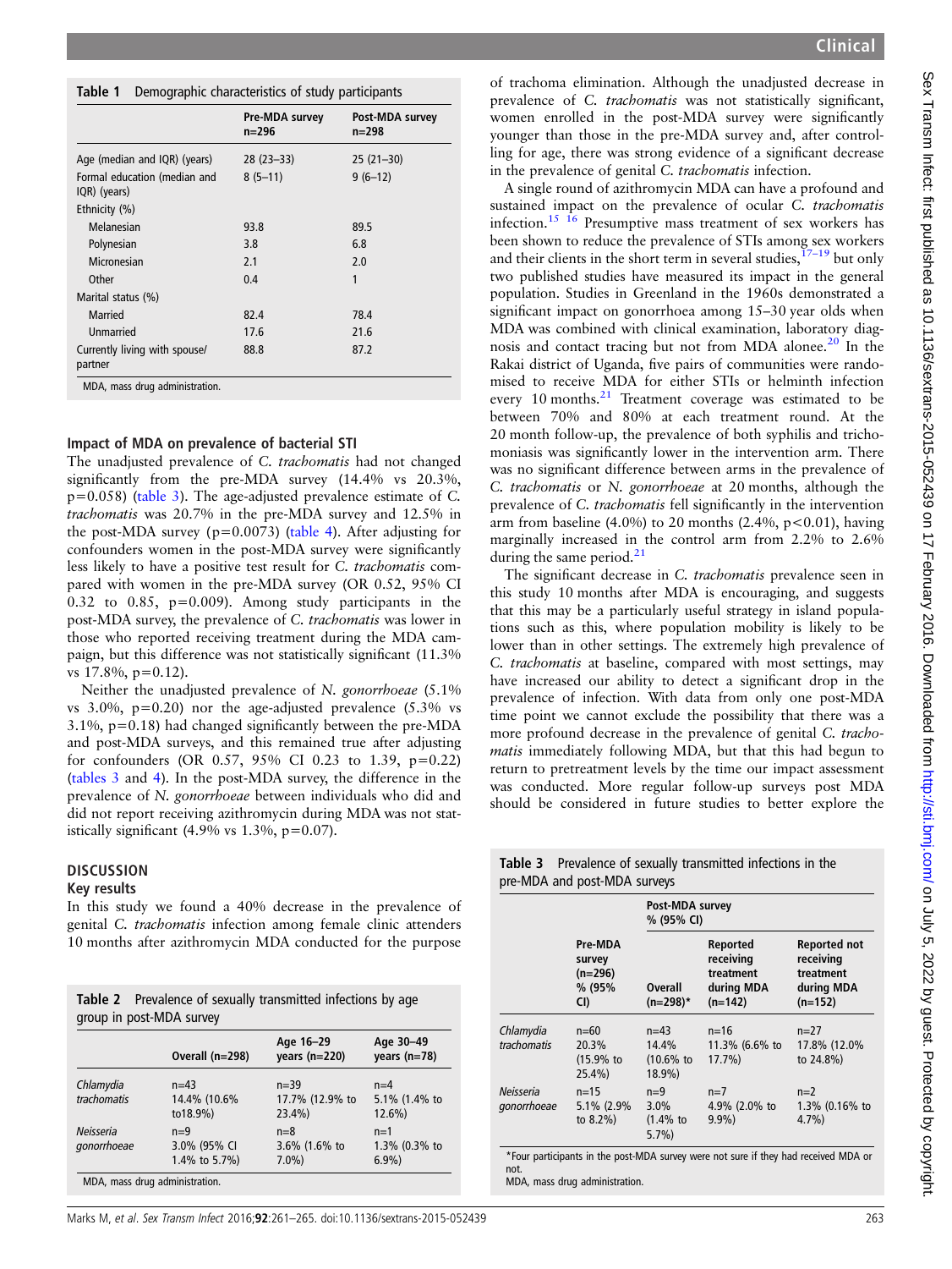**Table 1** Demographic characteristics of study participants

| | Pre-MDA survey n=296 | Post-MDA survey n=298 |
|---|---|---|
| Age (median and IQR) (years) | 28 (23–33) | 25 (21–30) |
| Formal education (median and IQR) (years) | 8 (5–11) | 9 (6–12) |
| Ethnicity (%) | | |
| Melanesian | 93.8 | 89.5 |
| Polynesian | 3.8 | 6.8 |
| Micronesian | 2.1 | 2.0 |
| Other | 0.4 | 1 |
| Marital status (%) | | |
| Married | 82.4 | 78.4 |
| Unmarried | 17.6 | 21.6 |
| Currently living with spouse/partner | 88.8 | 87.2 |

MDA, mass drug administration.

### Impact of MDA on prevalence of bacterial STI

The unadjusted prevalence of *C. trachomatis* had not changed significantly from the pre-MDA survey (14.4% vs 20.3%, p=0.058) (table 3). The age-adjusted prevalence estimate of *C. trachomatis* was 20.7% in the pre-MDA survey and 12.5% in the post-MDA survey (p=0.0073) (table 4). After adjusting for confounders women in the post-MDA survey were significantly less likely to have a positive test result for *C. trachomatis* compared with women in the pre-MDA survey (OR 0.52, 95% CI 0.32 to 0.85, p=0.009). Among study participants in the post-MDA survey, the prevalence of *C. trachomatis* was lower in those who reported receiving treatment during the MDA campaign, but this difference was not statistically significant (11.3% vs 17.8%, p=0.12).

Neither the unadjusted prevalence of *N. gonorrhoeae* (5.1% vs 3.0%, p=0.20) nor the age-adjusted prevalence (5.3% vs 3.1%, p=0.18) had changed significantly between the pre-MDA and post-MDA surveys, and this remained true after adjusting for confounders (OR 0.57, 95% CI 0.23 to 1.39, p=0.22) (tables 3 and 4). In the post-MDA survey, the difference in the prevalence of *N. gonorrhoeae* between individuals who did and did not report receiving azithromycin during MDA was not statistically significant (4.9% vs 1.3%, p=0.07).

## DISCUSSION

### Key results

In this study we found a 40% decrease in the prevalence of genital *C. trachomatis* infection among female clinic attenders 10 months after azithromycin MDA conducted for the purpose of trachoma elimination. Although the unadjusted decrease in prevalence of *C. trachomatis* was not statistically significant, women enrolled in the post-MDA survey were significantly younger than those in the pre-MDA survey and, after controlling for age, there was strong evidence of a significant decrease in the prevalence of genital *C. trachomatis* infection.

A single round of azithromycin MDA can have a profound and sustained impact on the prevalence of ocular *C. trachomatis* infection.[15 16] Presumptive mass treatment of sex workers has been shown to reduce the prevalence of STIs among sex workers and their clients in the short term in several studies,[17–19] but only two published studies have measured its impact in the general population. Studies in Greenland in the 1960s demonstrated a significant impact on gonorrhoea among 15–30 year olds when MDA was combined with clinical examination, laboratory diagnosis and contact tracing but not from MDA alone.[20] In the Rakai district of Uganda, five pairs of communities were randomised to receive MDA for either STIs or helminth infection every 10 months.[21] Treatment coverage was estimated to be between 70% and 80% at each treatment round. At the 20 month follow-up, the prevalence of both syphilis and trichomoniasis was significantly lower in the intervention arm. There was no significant difference between arms in the prevalence of *C. trachomatis* or *N. gonorrhoeae* at 20 months, although the prevalence of *C. trachomatis* fell significantly in the intervention arm from baseline (4.0%) to 20 months (2.4%, p<0.01), having marginally increased in the control arm from 2.2% to 2.6% during the same period.[21]

The significant decrease in *C. trachomatis* prevalence seen in this study 10 months after MDA is encouraging, and suggests that this may be a particularly useful strategy in island populations such as this, where population mobility is likely to be lower than in other settings. The extremely high prevalence of *C. trachomatis* at baseline, compared with most settings, may have increased our ability to detect a significant drop in the prevalence of infection. With data from only one post-MDA time point we cannot exclude the possibility that there was a more profound decrease in the prevalence of genital *C. trachomatis* immediately following MDA, but that this had begun to return to pretreatment levels by the time our impact assessment was conducted. More regular follow-up surveys post MDA should be considered in future studies to better explore the

**Table 2** Prevalence of sexually transmitted infections by age group in post-MDA survey

| | Overall (n=298) | Age 16–29 years (n=220) | Age 30–49 years (n=78) |
|---|---|---|---|
| *Chlamydia trachomatis* | n=43 14.4% (10.6% to18.9%) | n=39 17.7% (12.9% to 23.4%) | n=4 5.1% (1.4% to 12.6%) |
| *Neisseria gonorrhoeae* | n=9 3.0% (95% CI 1.4% to 5.7%) | n=8 3.6% (1.6% to 7.0%) | n=1 1.3% (0.3% to 6.9%) |

MDA, mass drug administration.

**Table 3** Prevalence of sexually transmitted infections in the pre-MDA and post-MDA surveys

| | Pre-MDA survey (n=296) % (95% CI) | Post-MDA survey % (95% CI) | | |
|---|---|---|---|---|
| | | Overall (n=298)* | Reported receiving treatment during MDA (n=142) | Reported not receiving treatment during MDA (n=152) |
| *Chlamydia trachomatis* | n=60 20.3% (15.9% to 25.4%) | n=43 14.4% (10.6% to 18.9%) | n=16 11.3% (6.6% to 17.7%) | n=27 17.8% (12.0% to 24.8%) |
| *Neisseria gonorrhoeae* | n=15 5.1% (2.9% to 8.2%) | n=9 3.0% (1.4% to 5.7%) | n=7 4.9% (2.0% to 9.9%) | n=2 1.3% (0.16% to 4.7%) |

*Four participants in the post-MDA survey were not sure if they had received MDA or not.
MDA, mass drug administration.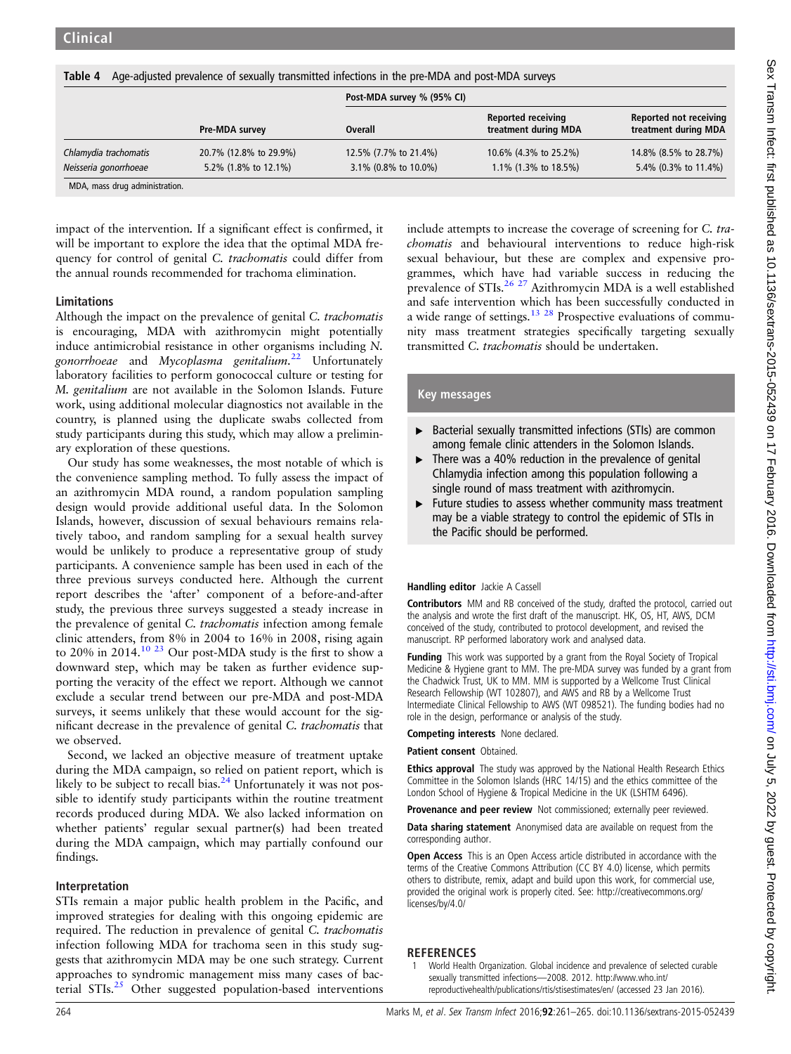Table 4 Age-adjusted prevalence of sexually transmitted infections in the pre-MDA and post-MDA surveys

| | Pre-MDA survey | Post-MDA survey % (95% CI) | | |
|---|---|---|---|---|
| | | Overall | Reported receiving treatment during MDA | Reported not receiving treatment during MDA |
| *Chlamydia trachomatis* | 20.7% (12.8% to 29.9%) | 12.5% (7.7% to 21.4%) | 10.6% (4.3% to 25.2%) | 14.8% (8.5% to 28.7%) |
| *Neisseria gonorrhoeae* | 5.2% (1.8% to 12.1%) | 3.1% (0.8% to 10.0%) | 1.1% (1.3% to 18.5%) | 5.4% (0.3% to 11.4%) |

MDA, mass drug administration.

impact of the intervention. If a significant effect is confirmed, it will be important to explore the idea that the optimal MDA frequency for control of genital *C. trachomatis* could differ from the annual rounds recommended for trachoma elimination.

## Limitations

Although the impact on the prevalence of genital *C. trachomatis* is encouraging, MDA with azithromycin might potentially induce antimicrobial resistance in other organisms including *N. gonorrhoeae* and *Mycoplasma genitalium*.[22] Unfortunately laboratory facilities to perform gonococcal culture or testing for *M. genitalium* are not available in the Solomon Islands. Future work, using additional molecular diagnostics not available in the country, is planned using the duplicate swabs collected from study participants during this study, which may allow a preliminary exploration of these questions.

Our study has some weaknesses, the most notable of which is the convenience sampling method. To fully assess the impact of an azithromycin MDA round, a random population sampling design would provide additional useful data. In the Solomon Islands, however, discussion of sexual behaviours remains relatively taboo, and random sampling for a sexual health survey would be unlikely to produce a representative group of study participants. A convenience sample has been used in each of the three previous surveys conducted here. Although the current report describes the 'after' component of a before-and-after study, the previous three surveys suggested a steady increase in the prevalence of genital *C. trachomatis* infection among female clinic attenders, from 8% in 2004 to 16% in 2008, rising again to 20% in 2014.[10 23] Our post-MDA study is the first to show a downward step, which may be taken as further evidence supporting the veracity of the effect we report. Although we cannot exclude a secular trend between our pre-MDA and post-MDA surveys, it seems unlikely that these would account for the significant decrease in the prevalence of genital *C. trachomatis* that we observed.

Second, we lacked an objective measure of treatment uptake during the MDA campaign, so relied on patient report, which is likely to be subject to recall bias.[24] Unfortunately it was not possible to identify study participants within the routine treatment records produced during MDA. We also lacked information on whether patients' regular sexual partner(s) had been treated during the MDA campaign, which may partially confound our findings.

## Interpretation

STIs remain a major public health problem in the Pacific, and improved strategies for dealing with this ongoing epidemic are required. The reduction in prevalence of genital *C. trachomatis* infection following MDA for trachoma seen in this study suggests that azithromycin MDA may be one such strategy. Current approaches to syndromic management miss many cases of bacterial STIs.[25] Other suggested population-based interventions include attempts to increase the coverage of screening for *C. trachomatis* and behavioural interventions to reduce high-risk sexual behaviour, but these are complex and expensive programmes, which have had variable success in reducing the prevalence of STIs.[26 27] Azithromycin MDA is a well established and safe intervention which has been successfully conducted in a wide range of settings.[13 28] Prospective evaluations of community mass treatment strategies specifically targeting sexually transmitted *C. trachomatis* should be undertaken.

## Key messages

- Bacterial sexually transmitted infections (STIs) are common among female clinic attenders in the Solomon Islands.
- There was a 40% reduction in the prevalence of genital Chlamydia infection among this population following a single round of mass treatment with azithromycin.
- Future studies to assess whether community mass treatment may be a viable strategy to control the epidemic of STIs in the Pacific should be performed.

**Handling editor** Jackie A Cassell

**Contributors** MM and RB conceived of the study, drafted the protocol, carried out the analysis and wrote the first draft of the manuscript. HK, OS, HT, AWS, DCM conceived of the study, contributed to protocol development, and revised the manuscript. RP performed laboratory work and analysed data.

**Funding** This work was supported by a grant from the Royal Society of Tropical Medicine & Hygiene grant to MM. The pre-MDA survey was funded by a grant from the Chadwick Trust, UK to MM. MM is supported by a Wellcome Trust Clinical Research Fellowship (WT 102807), and AWS and RB by a Wellcome Trust Intermediate Clinical Fellowship to AWS (WT 098521). The funding bodies had no role in the design, performance or analysis of the study.

**Competing interests** None declared.

**Patient consent** Obtained.

**Ethics approval** The study was approved by the National Health Research Ethics Committee in the Solomon Islands (HRC 14/15) and the ethics committee of the London School of Hygiene & Tropical Medicine in the UK (LSHTM 6496).

**Provenance and peer review** Not commissioned; externally peer reviewed.

**Data sharing statement** Anonymised data are available on request from the corresponding author.

**Open Access** This is an Open Access article distributed in accordance with the terms of the Creative Commons Attribution (CC BY 4.0) license, which permits others to distribute, remix, adapt and build upon this work, for commercial use, provided the original work is properly cited. See: http://creativecommons.org/licenses/by/4.0/

## REFERENCES

1 World Health Organization. Global incidence and prevalence of selected curable sexually transmitted infections—2008. 2012. http://www.who.int/reproductivehealth/publications/rtis/stisestimates/en/ (accessed 23 Jan 2016).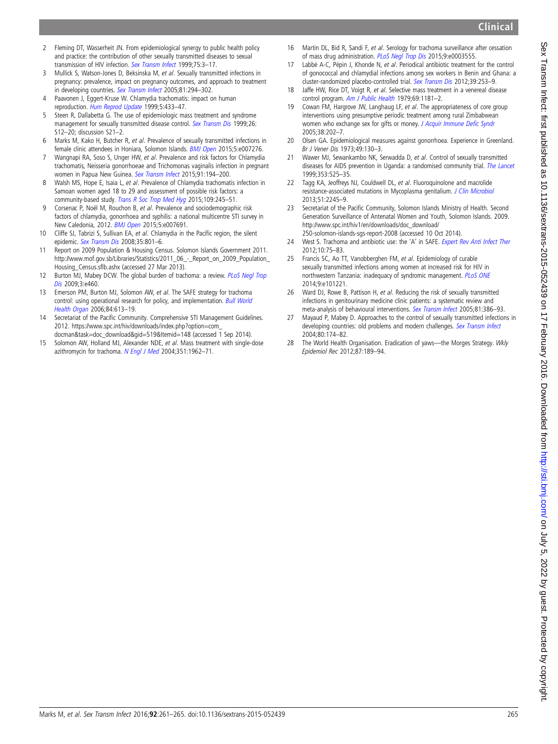2 Fleming DT, Wasserheit JN. From epidemiological synergy to public health policy and practice: the contribution of other sexually transmitted diseases to sexual transmission of HIV infection. *Sex Transm Infect* 1999;75:3–17.
3 Mullick S, Watson-Jones D, Beksinska M, *et al*. Sexually transmitted infections in pregnancy: prevalence, impact on pregnancy outcomes, and approach to treatment in developing countries. *Sex Transm Infect* 2005;81:294–302.
4 Paavonen J, Eggert-Kruse W. Chlamydia trachomatis: impact on human reproduction. *Hum Reprod Update* 1999;5:433–47.
5 Steen R, Dallabetta G. The use of epidemiologic mass treatment and syndrome management for sexually transmitted disease control. *Sex Transm Dis* 1999;26: S12–20; discussion S21–2.
6 Marks M, Kako H, Butcher R, *et al*. Prevalence of sexually transmitted infections in female clinic attendees in Honiara, Solomon Islands. *BMJ Open* 2015;5:e007276.
7 Wangnapi RA, Soso S, Unger HW, *et al*. Prevalence and risk factors for Chlamydia trachomatis, Neisseria gonorrhoeae and Trichomonas vaginalis infection in pregnant women in Papua New Guinea. *Sex Transm Infect* 2015;91:194–200.
8 Walsh MS, Hope E, Isaia L, *et al*. Prevalence of Chlamydia trachomatis infection in Samoan women aged 18 to 29 and assessment of possible risk factors: a community-based study. *Trans R Soc Trop Med Hyg* 2015;109:245–51.
9 Corsenac P, Noël M, Rouchon B, *et al*. Prevalence and sociodemographic risk factors of chlamydia, gonorrhoea and syphilis: a national multicentre STI survey in New Caledonia, 2012. *BMJ Open* 2015;5:e007691.
10 Cliffe SJ, Tabrizi S, Sullivan EA, *et al*. Chlamydia in the Pacific region, the silent epidemic. *Sex Transm Dis* 2008;35:801–6.
11 Report on 2009 Population & Housing Census. Solomon Islands Government 2011. http://www.mof.gov.sb/Libraries/Statistics/2011_06_-_Report_on_2009_Population_Housing_Census.sflb.ashx (accessed 27 Mar 2013).
12 Burton MJ, Mabey DCW. The global burden of trachoma: a review. *PLoS Negl Trop Dis* 2009;3:e460.
13 Emerson PM, Burton MJ, Solomon AW, *et al*. The SAFE strategy for trachoma control: using operational research for policy, and implementation. *Bull World Health Organ* 2006;84:613–19.
14 Secretariat of the Pacific Community. Comprehensive STI Management Guidelines. 2012. https://www.spc.int/hiv/downloads/index.php?option=com_docman&task=doc_download&gid=519&Itemid=148 (accessed 1 Sep 2014).
15 Solomon AW, Holland MJ, Alexander NDE, *et al*. Mass treatment with single-dose azithromycin for trachoma. *N Engl J Med* 2004;351:1962–71.
16 Martin DL, Bid R, Sandi F, *et al*. Serology for trachoma surveillance after cessation of mass drug administration. *PLoS Negl Trop Dis* 2015;9:e0003555.
17 Labbé A-C, Pépin J, Khonde N, *et al*. Periodical antibiotic treatment for the control of gonococcal and chlamydial infections among sex workers in Benin and Ghana: a cluster-randomized placebo-controlled trial. *Sex Transm Dis* 2012;39:253–9.
18 Jaffe HW, Rice DT, Voigt R, *et al*. Selective mass treatment in a venereal disease control program. *Am J Public Health* 1979;69:1181–2.
19 Cowan FM, Hargrove JW, Langhaug LF, *et al*. The appropriateness of core group interventions using presumptive periodic treatment among rural Zimbabwean women who exchange sex for gifts or money. *J Acquir Immune Defic Syndr* 2005;38:202–7.
20 Olsen GA. Epidemiological measures against gonorrhoea. Experience in Greenland. *Br J Vener Dis* 1973;49:130–3.
21 Wawer MJ, Sewankambo NK, Serwadda D, *et al*. Control of sexually transmitted diseases for AIDS prevention in Uganda: a randomised community trial. *The Lancet* 1999;353:525–35.
22 Tagg KA, Jeoffreys NJ, Couldwell DL, *et al*. Fluoroquinolone and macrolide resistance-associated mutations in Mycoplasma genitalium. *J Clin Microbiol* 2013;51:2245–9.
23 Secretariat of the Pacific Community, Solomon Islands Ministry of Health. Second Generation Surveillance of Antenatal Women and Youth, Solomon Islands. 2009. http://www.spc.int/hiv1/en/downloads/doc_download/250-solomon-islands-sgs-report-2008 (accessed 10 Oct 2014).
24 West S. Trachoma and antibiotic use: the 'A' in SAFE. *Expert Rev Anti Infect Ther* 2012;10:75–83.
25 Francis SC, Ao TT, Vanobberghen FM, *et al*. Epidemiology of curable sexually transmitted infections among women at increased risk for HIV in northwestern Tanzania: inadequacy of syndromic management. *PLoS ONE* 2014;9:e101221.
26 Ward DJ, Rowe B, Pattison H, *et al*. Reducing the risk of sexually transmitted infections in genitourinary medicine clinic patients: a systematic review and meta-analysis of behavioural interventions. *Sex Transm Infect* 2005;81:386–93.
27 Mayaud P, Mabey D. Approaches to the control of sexually transmitted infections in developing countries: old problems and modern challenges. *Sex Transm Infect* 2004;80:174–82.
28 The World Health Organisation. Eradication of yaws—the Morges Strategy. *Wkly Epidemiol Rec* 2012;87:189–94.